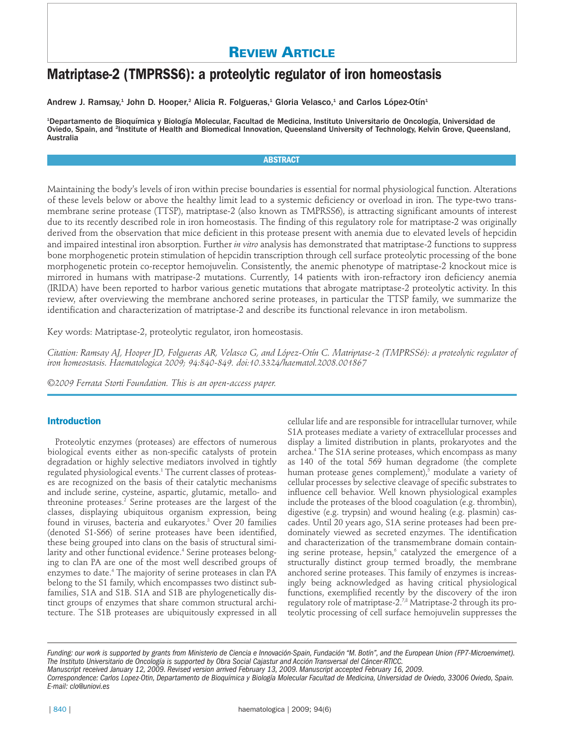# Review Article

# Matriptase-2 (TMPRSS6): a proteolytic regulator of iron homeostasis

Andrew J. Ramsay,[1] John D. Hooper,[2] Alicia R. Folgueras,[1] Gloria Velasco,[1] and Carlos López-Otín[1]

[1]Departamento de Bioquímica y Biología Molecular, Facultad de Medicina, Instituto Universitario de Oncología, Universidad de Oviedo, Spain, and [2]Institute of Health and Biomedical Innovation, Queensland University of Technology, Kelvin Grove, Queensland, Australia

## ABSTRACT

Maintaining the body's levels of iron within precise boundaries is essential for normal physiological function. Alterations of these levels below or above the healthy limit lead to a systemic deficiency or overload in iron. The type-two transmembrane serine protease (TTSP), matriptase-2 (also known as TMPRSS6), is attracting significant amounts of interest due to its recently described role in iron homeostasis. The finding of this regulatory role for matriptase-2 was originally derived from the observation that mice deficient in this protease present with anemia due to elevated levels of hepcidin and impaired intestinal iron absorption. Further *in vitro* analysis has demonstrated that matriptase-2 functions to suppress bone morphogenetic protein stimulation of hepcidin transcription through cell surface proteolytic processing of the bone morphogenetic protein co-receptor hemojuvelin. Consistently, the anemic phenotype of matriptase-2 knockout mice is mirrored in humans with matripase-2 mutations. Currently, 14 patients with iron-refractory iron deficiency anemia (IRIDA) have been reported to harbor various genetic mutations that abrogate matriptase-2 proteolytic activity. In this review, after overviewing the membrane anchored serine proteases, in particular the TTSP family, we summarize the identification and characterization of matriptase-2 and describe its functional relevance in iron metabolism.

Key words: Matriptase-2, proteolytic regulator, iron homeostasis.

*Citation: Ramsay AJ, Hooper JD, Folgueras AR, Velasco G, and López-Otín C. Matriptase-2 (TMPRSS6): a proteolytic regulator of iron homeostasis. Haematologica 2009; 94:840-849. doi:10.3324/haematol.2008.001867*

*©2009 Ferrata Storti Foundation. This is an open-access paper.*

## Introduction

Proteolytic enzymes (proteases) are effectors of numerous biological events either as non-specific catalysts of protein degradation or highly selective mediators involved in tightly regulated physiological events.[1] The current classes of proteases are recognized on the basis of their catalytic mechanisms and include serine, cysteine, aspartic, glutamic, metallo- and threonine proteases.[2] Serine proteases are the largest of the classes, displaying ubiquitous organism expression, being found in viruses, bacteria and eukaryotes.[3] Over 20 families (denoted S1-S66) of serine proteases have been identified, these being grouped into clans on the basis of structural similarity and other functional evidence.[4] Serine proteases belonging to clan PA are one of the most well described groups of enzymes to date.[4] The majority of serine proteases in clan PA belong to the S1 family, which encompasses two distinct subfamilies, S1A and S1B. S1A and S1B are phylogenetically distinct groups of enzymes that share common structural architecture. The S1B proteases are ubiquitously expressed in all cellular life and are responsible for intracellular turnover, while S1A proteases mediate a variety of extracellular processes and display a limited distribution in plants, prokaryotes and the archea.[4] The S1A serine proteases, which encompass as many as 140 of the total 569 human degradome (the complete human protease genes complement),[5] modulate a variety of cellular processes by selective cleavage of specific substrates to influence cell behavior. Well known physiological examples include the proteases of the blood coagulation (e.g. thrombin), digestive (e.g. trypsin) and wound healing (e.g. plasmin) cascades. Until 20 years ago, S1A serine proteases had been predominately viewed as secreted enzymes. The identification and characterization of the transmembrane domain containing serine protease, hepsin,[6] catalyzed the emergence of a structurally distinct group termed broadly, the membrane anchored serine proteases. This family of enzymes is increasingly being acknowledged as having critical physiological functions, exemplified recently by the discovery of the iron regulatory role of matriptase-2.[7,8] Matriptase-2 through its proteolytic processing of cell surface hemojuvelin suppresses the

*Funding: our work is supported by grants from Ministerio de Ciencia e Innovación-Spain, Fundación "M. Botín", and the European Union (FP7-Microenvimet). The Instituto Universitario de Oncología is supported by Obra Social Cajastur and Acción Transversal del Cáncer-RTICC.*
*Manuscript received January 12, 2009. Revised version arrived February 13, 2009. Manuscript accepted February 16, 2009.*
*Correspondence: Carlos Lopez-Otín, Departamento de Bioquímica y Biología Molecular Facultad de Medicina, Universidad de Oviedo, 33006 Oviedo, Spain. E-mail: clo@uniovi.es*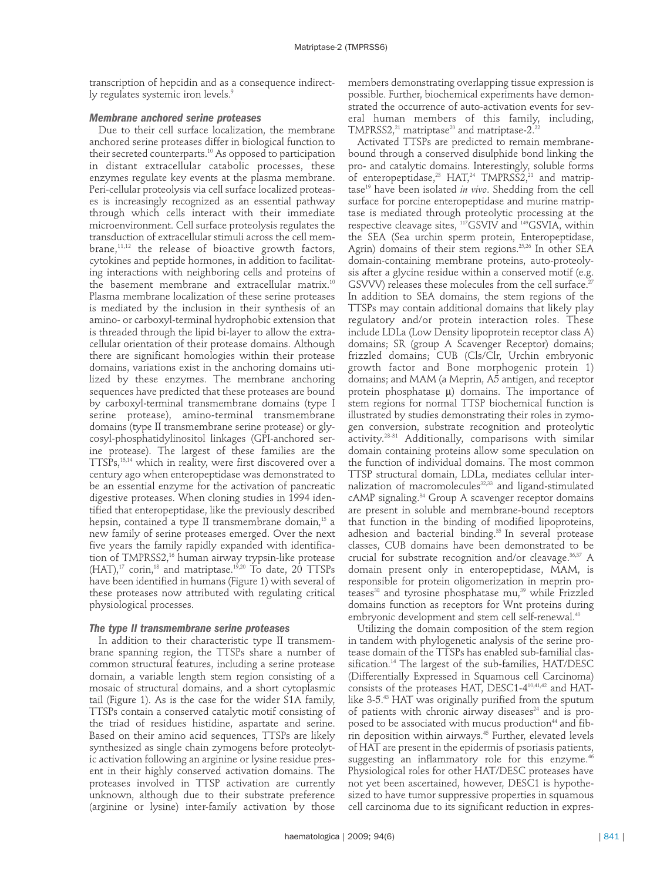transcription of hepcidin and as a consequence indirectly regulates systemic iron levels.[9]

### Membrane anchored serine proteases

Due to their cell surface localization, the membrane anchored serine proteases differ in biological function to their secreted counterparts.[10] As opposed to participation in distant extracellular catabolic processes, these enzymes regulate key events at the plasma membrane. Peri-cellular proteolysis via cell surface localized proteases is increasingly recognized as an essential pathway through which cells interact with their immediate microenvironment. Cell surface proteolysis regulates the transduction of extracellular stimuli across the cell membrane,[11,12] the release of bioactive growth factors, cytokines and peptide hormones, in addition to facilitating interactions with neighboring cells and proteins of the basement membrane and extracellular matrix.[10] Plasma membrane localization of these serine proteases is mediated by the inclusion in their synthesis of an amino- or carboxyl-terminal hydrophobic extension that is threaded through the lipid bi-layer to allow the extracellular orientation of their protease domains. Although there are significant homologies within their protease domains, variations exist in the anchoring domains utilized by these enzymes. The membrane anchoring sequences have predicted that these proteases are bound by carboxyl-terminal transmembrane domains (type I serine protease), amino-terminal transmembrane domains (type II transmembrane serine protease) or glycosyl-phosphatidylinositol linkages (GPI-anchored serine protease). The largest of these families are the TTSPs,[13,14] which in reality, were first discovered over a century ago when enteropeptidase was demonstrated to be an essential enzyme for the activation of pancreatic digestive proteases. When cloning studies in 1994 identified that enteropeptidase, like the previously described hepsin, contained a type II transmembrane domain,[15] a new family of serine proteases emerged. Over the next five years the family rapidly expanded with identification of TMPRSS2,[16] human airway trypsin-like protease (HAT),[17] corin,[18] and matriptase.[19,20] To date, 20 TTSPs have been identified in humans (Figure 1) with several of these proteases now attributed with regulating critical physiological processes.

### The type II transmembrane serine proteases

In addition to their characteristic type II transmembrane spanning region, the TTSPs share a number of common structural features, including a serine protease domain, a variable length stem region consisting of a mosaic of structural domains, and a short cytoplasmic tail (Figure 1). As is the case for the wider S1A family, TTSPs contain a conserved catalytic motif consisting of the triad of residues histidine, aspartate and serine. Based on their amino acid sequences, TTSPs are likely synthesized as single chain zymogens before proteolytic activation following an arginine or lysine residue present in their highly conserved activation domains. The proteases involved in TTSP activation are currently unknown, although due to their substrate preference (arginine or lysine) inter-family activation by those members demonstrating overlapping tissue expression is possible. Further, biochemical experiments have demonstrated the occurrence of auto-activation events for several human members of this family, including, TMPRSS2,[21] matriptase[20] and matriptase-2.[22]

Activated TTSPs are predicted to remain membrane-bound through a conserved disulphide bond linking the pro- and catalytic domains. Interestingly, soluble forms of enteropeptidase,[23] HAT,[24] TMPRSS2,[21] and matriptase[19] have been isolated *in vivo*. Shedding from the cell surface for porcine enteropeptidase and murine matriptase is mediated through proteolytic processing at the respective cleavage sites, [117]GSVIV and [149]GSVIA, within the SEA (Sea urchin sperm protein, Enteropeptidase, Agrin) domains of their stem regions.[25,26] In other SEA domain-containing membrane proteins, auto-proteolysis after a glycine residue within a conserved motif (e.g. GSVVV) releases these molecules from the cell surface.[27] In addition to SEA domains, the stem regions of the TTSPs may contain additional domains that likely play regulatory and/or protein interaction roles. These include LDLa (Low Density lipoprotein receptor class A) domains; SR (group A Scavenger Receptor) domains; frizzled domains; CUB (Cls/Clr, Urchin embryonic growth factor and Bone morphogenic protein 1) domains; and MAM (a Meprin, A5 antigen, and receptor protein phosphatase μ) domains. The importance of stem regions for normal TTSP biochemical function is illustrated by studies demonstrating their roles in zymogen conversion, substrate recognition and proteolytic activity.[28-31] Additionally, comparisons with similar domain containing proteins allow some speculation on the function of individual domains. The most common TTSP structural domain, LDLa, mediates cellular internalization of macromolecules[32,33] and ligand-stimulated cAMP signaling.[34] Group A scavenger receptor domains are present in soluble and membrane-bound receptors that function in the binding of modified lipoproteins, adhesion and bacterial binding.[35] In several protease classes, CUB domains have been demonstrated to be crucial for substrate recognition and/or cleavage.[36,37] A domain present only in enteropeptidase, MAM, is responsible for protein oligomerization in meprin proteases[38] and tyrosine phosphatase mu,[39] while Frizzled domains function as receptors for Wnt proteins during embryonic development and stem cell self-renewal.[40]

Utilizing the domain composition of the stem region in tandem with phylogenetic analysis of the serine protease domain of the TTSPs has enabled sub-familial classification.[14] The largest of the sub-families, HAT/DESC (Differentially Expressed in Squamous cell Carcinoma) consists of the proteases HAT, DESC1-4[10,41,42] and HAT-like 3-5.[43] HAT was originally purified from the sputum of patients with chronic airway diseases[24] and is proposed to be associated with mucus production[44] and fibrin deposition within airways.[45] Further, elevated levels of HAT are present in the epidermis of psoriasis patients, suggesting an inflammatory role for this enzyme.[46] Physiological roles for other HAT/DESC proteases have not yet been ascertained, however, DESC1 is hypothesized to have tumor suppressive properties in squamous cell carcinoma due to its significant reduction in expres-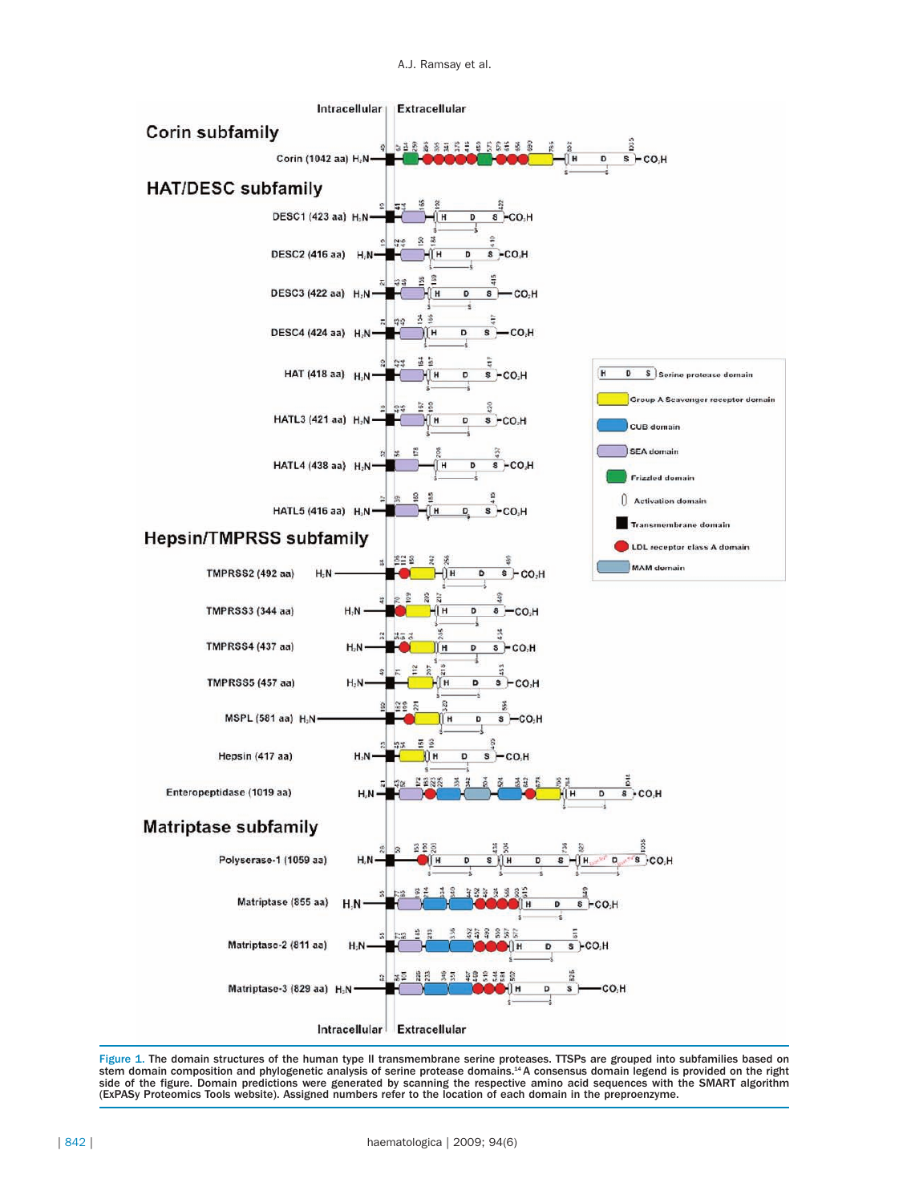Figure 1. The domain structures of the human type II transmembrane serine proteases. TTSPs are grouped into subfamilies based on stem domain composition and phylogenetic analysis of serine protease domains.[14] A consensus domain legend is provided on the right side of the figure. Domain predictions were generated by scanning the respective amino acid sequences with the SMART algorithm (ExPASy Proteomics Tools website). Assigned numbers refer to the location of each domain in the preproenzyme.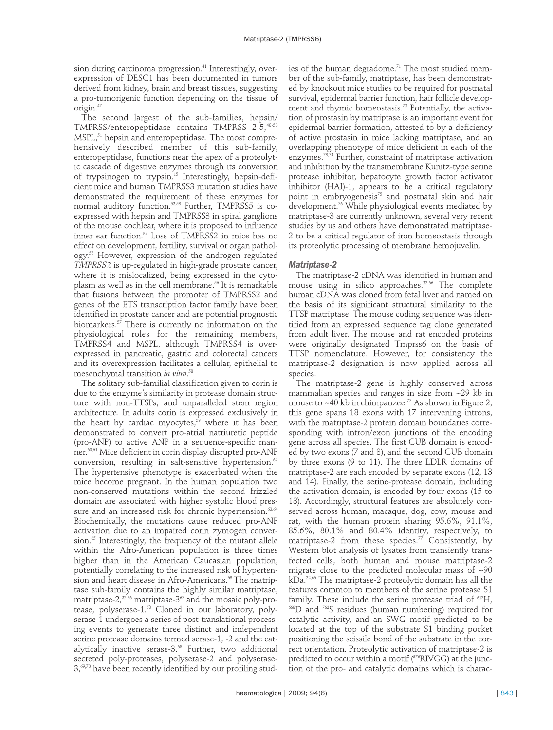sion during carcinoma progression.[41] Interestingly, overexpression of DESC1 has been documented in tumors derived from kidney, brain and breast tissues, suggesting a pro-tumorigenic function depending on the tissue of origin.[47]

The second largest of the sub-families, hepsin/TMPRSS/enteropeptidase contains TMPRSS 2-5,[48-50] MSPL,[51] hepsin and enteropeptidase. The most comprehensively described member of this sub-family, enteropeptidase, functions near the apex of a proteolytic cascade of digestive enzymes through its conversion of trypsinogen to trypsin.[15] Interestingly, hepsin-deficient mice and human TMPRSS3 mutation studies have demonstrated the requirement of these enzymes for normal auditory function.[52,53] Further, TMPRSS5 is co-expressed with hepsin and TMPRSS3 in spiral ganglions of the mouse cochlear, where it is proposed to influence inner ear function.[54] Loss of TMPRSS2 in mice has no effect on development, fertility, survival or organ pathology.[55] However, expression of the androgen regulated *TMPRSS2* is up-regulated in high-grade prostate cancer, where it is mislocalized, being expressed in the cytoplasm as well as in the cell membrane.[56] It is remarkable that fusions between the promoter of TMPRSS2 and genes of the ETS transcription factor family have been identified in prostate cancer and are potential prognostic biomarkers.[57] There is currently no information on the physiological roles for the remaining members, TMPRSS4 and MSPL, although TMPRSS4 is overexpressed in pancreatic, gastric and colorectal cancers and its overexpression facilitates a cellular, epithelial to mesenchymal transition *in vitro*.[58]

The solitary sub-familial classification given to corin is due to the enzyme's similarity in protease domain structure with non-TTSPs, and unparalleled stem region architecture. In adults corin is expressed exclusively in the heart by cardiac myocytes,[59] where it has been demonstrated to convert pro-atrial natriuretic peptide (pro-ANP) to active ANP in a sequence-specific manner.[60,61] Mice deficient in corin display disrupted pro-ANP conversion, resulting in salt-sensitive hypertension.[62] The hypertensive phenotype is exacerbated when the mice become pregnant. In the human population two non-conserved mutations within the second frizzled domain are associated with higher systolic blood pressure and an increased risk for chronic hypertension.[63,64] Biochemically, the mutations cause reduced pro-ANP activation due to an impaired corin zymogen conversion.[65] Interestingly, the frequency of the mutant allele within the Afro-American population is three times higher than in the American Caucasian population, potentially correlating to the increased risk of hypertension and heart disease in Afro-Americans.[63] The matriptase sub-family contains the highly similar matriptase, matriptase-2,[22,66] matriptase-3[67] and the mosaic poly-protease, polyserase-1.[68] Cloned in our laboratory, polyserase-1 undergoes a series of post-translational processing events to generate three distinct and independent serine protease domains termed serase-1, -2 and the catalytically inactive serase-3.[68] Further, two additional secreted poly-proteases, polyserase-2 and polyserase-3,[69,70] have been recently identified by our profiling studies of the human degradome.[71] The most studied member of the sub-family, matriptase, has been demonstrated by knockout mice studies to be required for postnatal survival, epidermal barrier function, hair follicle development and thymic homeostasis.[72] Potentially, the activation of prostasin by matriptase is an important event for epidermal barrier formation, attested to by a deficiency of active prostasin in mice lacking matriptase, and an overlapping phenotype of mice deficient in each of the enzymes.[73,74] Further, constraint of matriptase activation and inhibition by the transmembrane Kunitz-type serine protease inhibitor, hepatocyte growth factor activator inhibitor (HAI)-1, appears to be a critical regulatory point in embryogenesis[75] and postnatal skin and hair development.[76] While physiological events mediated by matriptase-3 are currently unknown, several very recent studies by us and others have demonstrated matriptase-2 to be a critical regulator of iron homeostasis through its proteolytic processing of membrane hemojuvelin.

### *Matriptase-2*

The matriptase-2 cDNA was identified in human and mouse using in silico approaches.[22,66] The complete human cDNA was cloned from fetal liver and named on the basis of its significant structural similarity to the TTSP matriptase. The mouse coding sequence was identified from an expressed sequence tag clone generated from adult liver. The mouse and rat encoded proteins were originally designated Tmprss6 on the basis of TTSP nomenclature. However, for consistency the matriptase-2 designation is now applied across all species.

The matriptase-2 gene is highly conserved across mammalian species and ranges in size from ~29 kb in mouse to ~40 kb in chimpanzee.[77] As shown in Figure 2, this gene spans 18 exons with 17 intervening introns, with the matriptase-2 protein domain boundaries corresponding with intron/exon junctions of the encoding gene across all species. The first CUB domain is encoded by two exons (7 and 8), and the second CUB domain by three exons (9 to 11). The three LDLR domains of matriptase-2 are each encoded by separate exons (12, 13 and 14). Finally, the serine-protease domain, including the activation domain, is encoded by four exons (15 to 18). Accordingly, structural features are absolutely conserved across human, macaque, dog, cow, mouse and rat, with the human protein sharing 95.6%, 91.1%, 85.6%, 80.1% and 80.4% identity, respectively, to matriptase-2 from these species.[77] Consistently, by Western blot analysis of lysates from transiently transfected cells, both human and mouse matriptase-2 migrate close to the predicted molecular mass of ~90 kDa.[22,66] The matriptase-2 proteolytic domain has all the features common to members of the serine protease S1 family. These include the serine protease triad of [617]H, [668]D and [762]S residues (human numbering) required for catalytic activity, and an SWG motif predicted to be located at the top of the substrate S1 binding pocket positioning the scissile bond of the substrate in the correct orientation. Proteolytic activation of matriptase-2 is predicted to occur within a motif ([576]RIVGG) at the junction of the pro- and catalytic domains which is charac-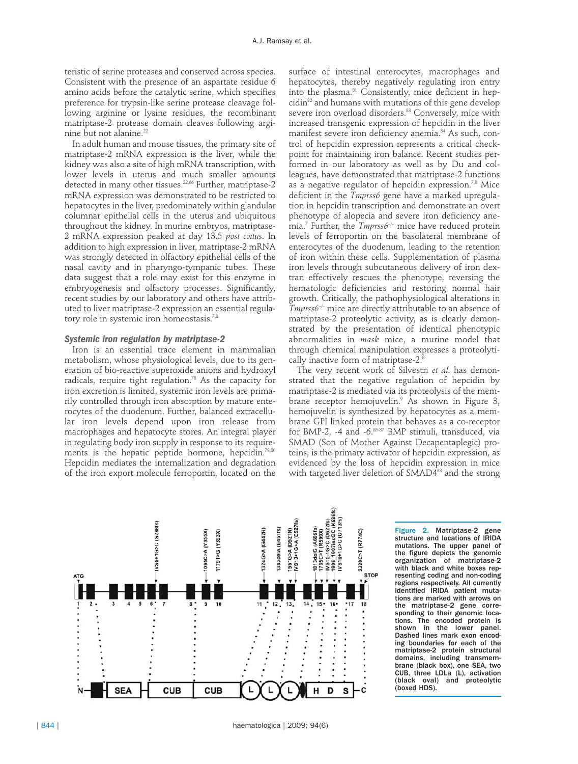teristic of serine proteases and conserved across species. Consistent with the presence of an aspartate residue 6 amino acids before the catalytic serine, which specifies preference for trypsin-like serine protease cleavage following arginine or lysine residues, the recombinant matriptase-2 protease domain cleaves following arginine but not alanine.[22]

In adult human and mouse tissues, the primary site of matriptase-2 mRNA expression is the liver, while the kidney was also a site of high mRNA transcription, with lower levels in uterus and much smaller amounts detected in many other tissues.[22,66] Further, matriptase-2 mRNA expression was demonstrated to be restricted to hepatocytes in the liver, predominately within glandular columnar epithelial cells in the uterus and ubiquitous throughout the kidney. In murine embryos, matriptase-2 mRNA expression peaked at day 13.5 *post coitus*. In addition to high expression in liver, matriptase-2 mRNA was strongly detected in olfactory epithelial cells of the nasal cavity and in pharyngo-tympanic tubes. These data suggest that a role may exist for this enzyme in embryogenesis and olfactory processes. Significantly, recent studies by our laboratory and others have attributed to liver matriptase-2 expression an essential regulatory role in systemic iron homeostasis.[7,8]

### Systemic iron regulation by matriptase-2

Iron is an essential trace element in mammalian metabolism, whose physiological levels, due to its generation of bio-reactive superoxide anions and hydroxyl radicals, require tight regulation.[78] As the capacity for iron excretion is limited, systemic iron levels are primarily controlled through iron absorption by mature enterocytes of the duodenum. Further, balanced extracellular iron levels depend upon iron release from macrophages and hepatocyte stores. An integral player in regulating body iron supply in response to its requirements is the hepatic peptide hormone, hepcidin.[79,80] Hepcidin mediates the internalization and degradation of the iron export molecule ferroportin, located on the surface of intestinal enterocytes, macrophages and hepatocytes, thereby negatively regulating iron entry into the plasma.[81] Consistently, mice deficient in hepcidin[82] and humans with mutations of this gene develop severe iron overload disorders.[83] Conversely, mice with increased transgenic expression of hepcidin in the liver manifest severe iron deficiency anemia.[84] As such, control of hepcidin expression represents a critical checkpoint for maintaining iron balance. Recent studies performed in our laboratory as well as by Du and colleagues, have demonstrated that matriptase-2 functions as a negative regulator of hepcidin expression.[7,8] Mice deficient in the *Tmprss6* gene have a marked upregulation in hepcidin transcription and demonstrate an overt phenotype of alopecia and severe iron deficiency anemia.[7] Further, the *Tmprss6*$^{-/-}$ mice have reduced protein levels of ferroportin on the basolateral membrane of enterocytes of the duodenum, leading to the retention of iron within these cells. Supplementation of plasma iron levels through subcutaneous delivery of iron dextran effectively rescues the phenotype, reversing the hematologic deficiencies and restoring normal hair growth. Critically, the pathophysiological alterations in *Tmprss6*$^{-/-}$ mice are directly attributable to an absence of matriptase-2 proteolytic activity, as is clearly demonstrated by the presentation of identical phenotypic abnormalities in *mask* mice, a murine model that through chemical manipulation expresses a proteolytically inactive form of matriptase-2.[8]

The very recent work of Silvestri *et al.* has demonstrated that the negative regulation of hepcidin by matriptase-2 is mediated via its proteolysis of the membrane receptor hemojuvelin.[9] As shown in Figure 3, hemojuvelin is synthesized by hepatocytes as a membrane GPI linked protein that behaves as a co-receptor for BMP-2, -4 and -6.[85-87] BMP stimuli, transduced, via SMAD (Son of Mother Against Decapentaplegic) proteins, is the primary activator of hepcidin expression, as evidenced by the loss of hepcidin expression in mice with targeted liver deletion of SMAD4[88] and the strong

**Figure 2.** Matriptase-2 gene structure and locations of IRIDA mutations. The upper panel of the figure depicts the genomic organization of matriptase-2 with black and white boxes representing coding and non-coding regions respectively. All currently identified IRIDA patient mutations are marked with arrows on the matriptase-2 gene corresponding to their genomic locations. The encoded protein is shown in the lower panel. Dashed lines mark exon encoding boundaries for each of the matriptase-2 protein structural domains, including transmembrane (black box), one SEA, two CUB, three LDLa (L), activation (black oval) and proteolytic (boxed HDS).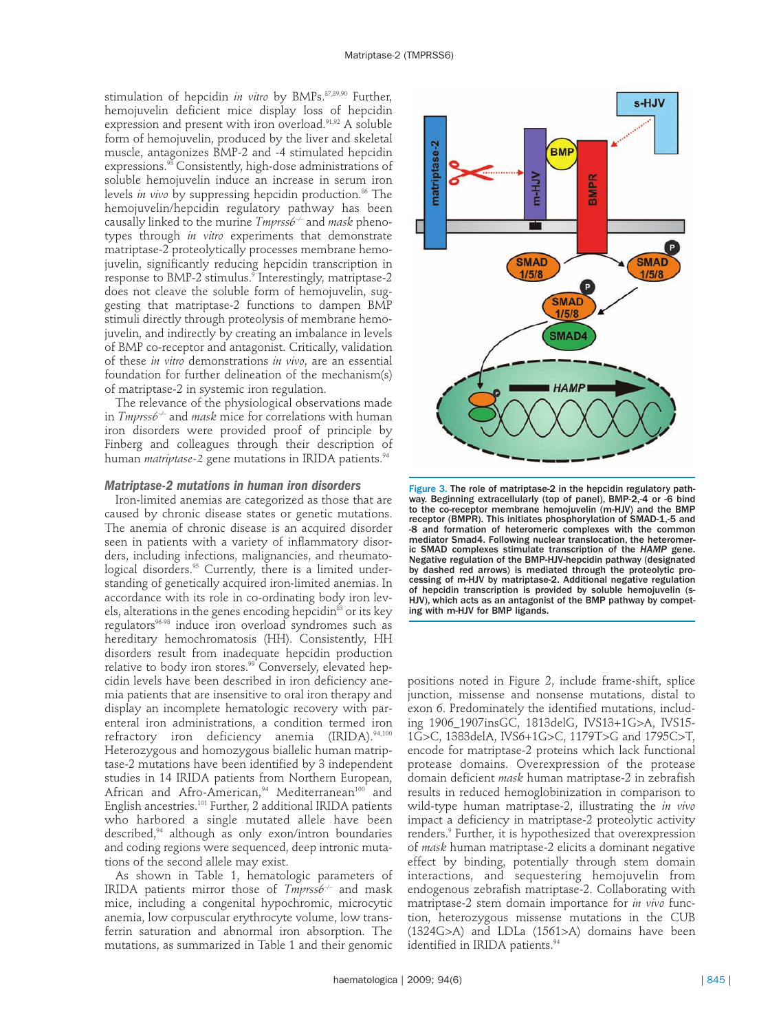stimulation of hepcidin *in vitro* by BMPs.[87,89,90] Further, hemojuvelin deficient mice display loss of hepcidin expression and present with iron overload.[91,92] A soluble form of hemojuvelin, produced by the liver and skeletal muscle, antagonizes BMP-2 and -4 stimulated hepcidin expressions.[93] Consistently, high-dose administrations of soluble hemojuvelin induce an increase in serum iron levels *in vivo* by suppressing hepcidin production.[86] The hemojuvelin/hepcidin regulatory pathway has been causally linked to the murine *Tmprss6*$^{-/-}$ and *mask* phenotypes through *in vitro* experiments that demonstrate matriptase-2 proteolytically processes membrane hemojuvelin, significantly reducing hepcidin transcription in response to BMP-2 stimulus.[9] Interestingly, matriptase-2 does not cleave the soluble form of hemojuvelin, suggesting that matriptase-2 functions to dampen BMP stimuli directly through proteolysis of membrane hemojuvelin, and indirectly by creating an imbalance in levels of BMP co-receptor and antagonist. Critically, validation of these *in vitro* demonstrations *in vivo*, are an essential foundation for further delineation of the mechanism(s) of matriptase-2 in systemic iron regulation.

The relevance of the physiological observations made in *Tmprss6*$^{-/-}$ and *mask* mice for correlations with human iron disorders were provided proof of principle by Finberg and colleagues through their description of human *matriptase-2* gene mutations in IRIDA patients.[94]

### *Matriptase-2 mutations in human iron disorders*

Iron-limited anemias are categorized as those that are caused by chronic disease states or genetic mutations. The anemia of chronic disease is an acquired disorder seen in patients with a variety of inflammatory disorders, including infections, malignancies, and rheumatological disorders.[95] Currently, there is a limited understanding of genetically acquired iron-limited anemias. In accordance with its role in co-ordinating body iron levels, alterations in the genes encoding hepcidin[83] or its key regulators[96-98] induce iron overload syndromes such as hereditary hemochromatosis (HH). Consistently, HH disorders result from inadequate hepcidin production relative to body iron stores.[99] Conversely, elevated hepcidin levels have been described in iron deficiency anemia patients that are insensitive to oral iron therapy and display an incomplete hematologic recovery with parenteral iron administrations, a condition termed iron refractory iron deficiency anemia (IRIDA).[94,100] Heterozygous and homozygous biallelic human matriptase-2 mutations have been identified by 3 independent studies in 14 IRIDA patients from Northern European, African and Afro-American,[94] Mediterranean[100] and English ancestries.[101] Further, 2 additional IRIDA patients who harbored a single mutated allele have been described,[94] although as only exon/intron boundaries and coding regions were sequenced, deep intronic mutations of the second allele may exist.

As shown in Table 1, hematologic parameters of IRIDA patients mirror those of *Tmprss6*$^{-/-}$ and mask mice, including a congenital hypochromic, microcytic anemia, low corpuscular erythrocyte volume, low transferrin saturation and abnormal iron absorption. The mutations, as summarized in Table 1 and their genomic positions noted in Figure 2, include frame-shift, splice junction, missense and nonsense mutations, distal to exon 6. Predominately the identified mutations, including 1906_1907insGC, 1813delG, IVS13+1G>A, IVS15-1G>C, 1383delA, IVS6+1G>C, 1179T>G and 1795C>T, encode for matriptase-2 proteins which lack functional protease domains. Overexpression of the protease domain deficient *mask* human matriptase-2 in zebrafish results in reduced hemoglobinization in comparison to wild-type human matriptase-2, illustrating the *in vivo* impact a deficiency in matriptase-2 proteolytic activity renders.[9] Further, it is hypothesized that overexpression of *mask* human matriptase-2 elicits a dominant negative effect by binding, potentially through stem domain interactions, and sequestering hemojuvelin from endogenous zebrafish matriptase-2. Collaborating with matriptase-2 stem domain importance for *in vivo* function, heterozygous missense mutations in the CUB (1324G>A) and LDLa (1561>A) domains have been identified in IRIDA patients.[94]

**Figure 3. The role of matriptase-2 in the hepcidin regulatory pathway. Beginning extracellularly (top of panel), BMP-2,-4 or -6 bind to the co-receptor membrane hemojuvelin (m-HJV) and the BMP receptor (BMPR). This initiates phosphorylation of SMAD-1,-5 and -8 and formation of heteromeric complexes with the common mediator Smad4. Following nuclear translocation, the heteromeric SMAD complexes stimulate transcription of the *HAMP* gene. Negative regulation of the BMP-HJV-hepcidin pathway (designated by dashed red arrows) is mediated through the proteolytic processing of m-HJV by matriptase-2. Additional negative regulation of hepcidin transcription is provided by soluble hemojuvelin (s-HJV), which acts as an antagonist of the BMP pathway by competing with m-HJV for BMP ligands.**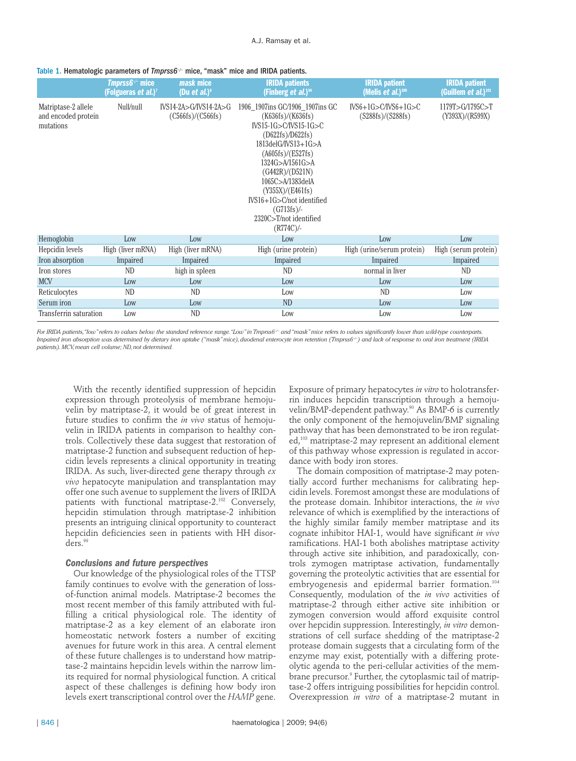**Table 1.** Hematologic parameters of *Tmprss6*$^{-/-}$ mice, "mask" mice and IRIDA patients.

| | *Tmprss6*$^{-/-}$ mice (Folgueras *et al.*)[7] | *mask* mice (Du *et al.*)[8] | IRIDA patients (Finberg *et al.*)[94] | IRIDA patient (Melis *et al.*)[100] | IRIDA patient (Guillem *et al.*)[101] |
|---|---|---|---|---|---|
| Matriptase-2 allele and encoded protein mutations | Null/null | IVS14-2A>G/IVS14-2A>G (C566fs)/(C566fs) | 1906_1907ins GC/1906_1907ins GC (K636fs)/(K636fs) IVS15-1G>C/IVS15-1G>C (D622fs)/D622fs) 1813delG/IVS13+1G>A (A605fs)/(E527fs) 1324G>A/1561G>A (G442R)/(D521N) 1065C>A/1383delA (Y355X)/(E461fs) IVS16+1G>C/not identified (G713fs)/- 2320C>T/not identified (R774C)/- | IVS6+1G>C/IVS6+1G>C (S288fs)/(S288fs) | 1179T>G/1795C>T (Y393X)/(R599X) |
| Hemoglobin | Low | Low | Low | Low | Low |
| Hepcidin levels | High (liver mRNA) | High (liver mRNA) | High (urine protein) | High (urine/serum protein) | High (serum protein) |
| Iron absorption | Impaired | Impaired | Impaired | Impaired | Impaired |
| Iron stores | ND | high in spleen | ND | normal in liver | ND |
| MCV | Low | Low | Low | Low | Low |
| Reticulocytes | ND | ND | Low | ND | Low |
| Serum iron | Low | Low | ND | Low | Low |
| Transferrin saturation | Low | ND | Low | Low | Low |

*For IRIDA patients, "low" refers to values below the standard reference range. "Low" in Tmprss6$^{-/-}$ and "mask" mice refers to values significantly lower than wild-type counterparts. Impaired iron absorption was determined by dietary iron uptake ("mask" mice), duodenal enterocyte iron retention (Tmprss6$^{-/-}$) and lack of response to oral iron treatment (IRIDA patients). MCV, mean cell volume; ND, not determined.*

With the recently identified suppression of hepcidin expression through proteolysis of membrane hemojuvelin by matriptase-2, it would be of great interest in future studies to confirm the *in vivo* status of hemojuvelin in IRIDA patients in comparison to healthy controls. Collectively these data suggest that restoration of matriptase-2 function and subsequent reduction of hepcidin levels represents a clinical opportunity in treating IRIDA. As such, liver-directed gene therapy through *ex vivo* hepatocyte manipulation and transplantation may offer one such avenue to supplement the livers of IRIDA patients with functional matriptase-2.[102] Conversely, hepcidin stimulation through matriptase-2 inhibition presents an intriguing clinical opportunity to counteract hepcidin deficiencies seen in patients with HH disorders.[99]

### Conclusions and future perspectives

Our knowledge of the physiological roles of the TTSP family continues to evolve with the generation of loss-of-function animal models. Matriptase-2 becomes the most recent member of this family attributed with fulfilling a critical physiological role. The identity of matriptase-2 as a key element of an elaborate iron homeostatic network fosters a number of exciting avenues for future work in this area. A central element of these future challenges is to understand how matriptase-2 maintains hepcidin levels within the narrow limits required for normal physiological function. A critical aspect of these challenges is defining how body iron levels exert transcriptional control over the *HAMP* gene. Exposure of primary hepatocytes *in vitro* to holotransferrin induces hepcidin transcription through a hemojuvelin/BMP-dependent pathway.[90] As BMP-6 is currently the only component of the hemojuvelin/BMP signaling pathway that has been demonstrated to be iron regulated,[103] matriptase-2 may represent an additional element of this pathway whose expression is regulated in accordance with body iron stores.

The domain composition of matriptase-2 may potentially accord further mechanisms for calibrating hepcidin levels. Foremost amongst these are modulations of the protease domain. Inhibitor interactions, the *in vivo* relevance of which is exemplified by the interactions of the highly similar family member matriptase and its cognate inhibitor HAI-1, would have significant *in vivo* ramifications. HAI-1 both abolishes matriptase activity through active site inhibition, and paradoxically, controls zymogen matriptase activation, fundamentally governing the proteolytic activities that are essential for embryogenesis and epidermal barrier formation.[104] Consequently, modulation of the *in vivo* activities of matriptase-2 through either active site inhibition or zymogen conversion would afford exquisite control over hepcidin suppression. Interestingly, *in vitro* demonstrations of cell surface shedding of the matriptase-2 protease domain suggests that a circulating form of the enzyme may exist, potentially with a differing proteolytic agenda to the peri-cellular activities of the membrane precursor.[9] Further, the cytoplasmic tail of matriptase-2 offers intriguing possibilities for hepcidin control. Overexpression *in vitro* of a matriptase-2 mutant in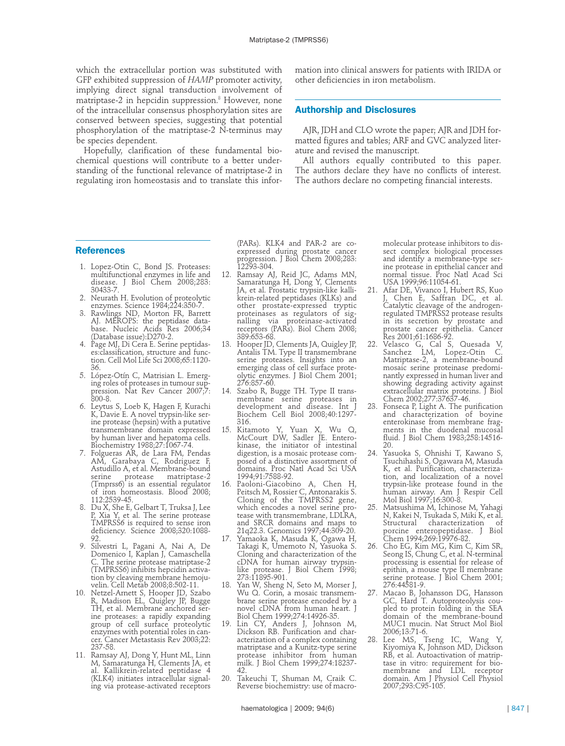which the extracellular portion was substituted with GFP exhibited suppression of *HAMP* promoter activity, implying direct signal transduction involvement of matriptase-2 in hepcidin suppression.[8] However, none of the intracellular consensus phosphorylation sites are conserved between species, suggesting that potential phosphorylation of the matriptase-2 N-terminus may be species dependent.

Hopefully, clarification of these fundamental biochemical questions will contribute to a better understanding of the functional relevance of matriptase-2 in regulating iron homeostasis and to translate this information into clinical answers for patients with IRIDA or other deficiencies in iron metabolism.

## Authorship and Disclosures

AJR, JDH and CLO wrote the paper; AJR and JDH formatted figures and tables; ARF and GVC analyzed literature and revised the manuscript.

All authors equally contributed to this paper. The authors declare they have no conflicts of interest. The authors declare no competing financial interests.

## References

1. Lopez-Otin C, Bond JS. Proteases: multifunctional enzymes in life and disease. J Biol Chem 2008;283: 30433-7.
2. Neurath H. Evolution of proteolytic enzymes. Science 1984;224:350-7.
3. Rawlings ND, Morton FR, Barrett AJ. MEROPS: the peptidase database. Nucleic Acids Res 2006;34 (Database issue):D270-2.
4. Page MJ, Di Cera E. Serine peptidases:classification, structure and function. Cell Mol Life Sci 2008;65:1120-36.
5. López-Otín C, Matrisian L. Emerging roles of proteases in tumour suppression. Nat Rev Cancer 2007;7: 800-8.
6. Leytus S, Loeb K, Hagen F, Kurachi K, Davie E. A novel trypsin-like serine protease (hepsin) with a putative transmembrane domain expressed by human liver and hepatoma cells. Biochemistry 1988;27:1067-74.
7. Folgueras AR, de Lara FM, Pendas AM, Garabaya C, Rodriguez F, Astudillo A, et al. Membrane-bound serine protease matriptase-2 (Tmprss6) is an essential regulator of iron homeostasis. Blood 2008; 112:2539-45.
8. Du X, She E, Gelbart T, Truksa J, Lee P, Xia Y, et al. The serine protease TMPRSS6 is required to sense iron deficiency. Science 2008;320:1088-92.
9. Silvestri L, Pagani A, Nai A, De Domenico I, Kaplan J, Camaschella C. The serine protease matriptase-2 (TMPRSS6) inhibits hepcidin activation by cleaving membrane hemojuvelin. Cell Metab 2008;8:502-11.
10. Netzel-Arnett S, Hooper JD, Szabo R, Madison EL, Quigley JP, Bugge TH, et al. Membrane anchored serine proteases: a rapidly expanding group of cell surface proteolytic enzymes with potential roles in cancer. Cancer Metastasis Rev 2003;22: 237-58.
11. Ramsay AJ, Dong Y, Hunt ML, Linn M, Samaratunga H, Clements JA, et al. Kallikrein-related peptidase 4 (KLK4) initiates intracellular signaling via protease-activated receptors (PARs). KLK4 and PAR-2 are co-expressed during prostate cancer progression. J Biol Chem 2008;283: 12293-304.
12. Ramsay AJ, Reid JC, Adams MN, Samaratunga H, Dong Y, Clements JA, et al. Prostatic trypsin-like kallikrein-related peptidases (KLKs) and other prostate-expressed tryptic proteinases as regulators of signalling via proteinase-activated receptors (PARs). Biol Chem 2008; 389:653-68.
13. Hooper JD, Clements JA, Quigley JP, Antalis TM. Type II transmembrane serine proteases. Insights into an emerging class of cell surface proteolytic enzymes. J Biol Chem 2001; 276:857-60.
14. Szabo R, Bugge TH. Type II transmembrane serine proteases in development and disease. Int J Biochem Cell Biol 2008;40:1297-316.
15. Kitamoto Y, Yuan X, Wu Q, McCourt DW, Sadler JE. Enterokinase, the initiator of intestinal digestion, is a mosaic protease composed of a distinctive assortment of domains. Proc Natl Acad Sci USA 1994;91:7588-92.
16. Paoloni-Giacobino A, Chen H, Peitsch M, Rossier C, Antonarakis S. Cloning of the TMPRSS2 gene, which encodes a novel serine protease with transmembrane, LDLRA, and SRCR domains and maps to 21q22.3. Genomics 1997;44:309-20.
17. Yamaoka K, Masuda K, Ogawa H, Takagi K, Umemoto N, Yasuoka S. Cloning and characterization of the cDNA for human airway trypsin-like protease. J Biol Chem 1998; 273:11895-901.
18. Yan W, Sheng N, Seto M, Morser J, Wu Q. Corin, a mosaic transmembrane serine protease encoded by a novel cDNA from human heart. J Biol Chem 1999;274:14926-35.
19. Lin CY, Anders J, Johnson M, Dickson RB. Purification and characterization of a complex containing matriptase and a Kunitz-type serine protease inhibitor from human milk. J Biol Chem 1999;274:18237-42.
20. Takeuchi T, Shuman M, Craik C. Reverse biochemistry: use of macromolecular protease inhibitors to dissect complex biological processes and identify a membrane-type serine protease in epithelial cancer and normal tissue. Proc Natl Acad Sci USA 1999;96:11054-61.
21. Afar DE, Vivanco I, Hubert RS, Kuo J, Chen E, Saffran DC, et al. Catalytic cleavage of the androgen-regulated TMPRSS2 protease results in its secretion by prostate and prostate cancer epithelia. Cancer Res 2001;61:1686-92.
22. Velasco G, Cal S, Quesada V, Sanchez LM, Lopez-Otin C. Matriptase-2, a membrane-bound mosaic serine proteinase predominantly expressed in human liver and showing degrading activity against extracellular matrix proteins. J Biol Chem 2002;277:37637-46.
23. Fonseca P, Light A. The purification and characterization of bovine enterokinase from membrane fragments in the duodenal mucosal fluid. J Biol Chem 1983;258:14516-20.
24. Yasuoka S, Ohnishi T, Kawano S, Tsuchihashi S, Ogawara M, Masuda K, et al. Purification, characterization, and localization of a novel trypsin-like protease found in the human airway. Am J Respir Cell Mol Biol 1997;16:300-8.
25. Matsushima M, Ichinose M, Yahagi N, Kakei N, Tsukada S, Miki K, et al. Structural characterization of porcine enteropeptidase. J Biol Chem 1994;269:19976-82.
26. Cho EG, Kim MG, Kim C, Kim SR, Seong IS, Chung C, et al. N-terminal processing is essential for release of epithin, a mouse type II membrane serine protease. J Biol Chem 2001; 276:44581-9.
27. Macao B, Johansson DG, Hansson GC, Hard T. Autoproteolysis coupled to protein folding in the SEA domain of the membrane-bound MUC1 mucin. Nat Struct Mol Biol 2006;13:71-6.
28. Lee MS, Tseng IC, Wang Y, Kiyomiya K, Johnson MD, Dickson RB, et al. Autoactivation of matriptase in vitro: requirement for biomembrane and LDL receptor domain. Am J Physiol Cell Physiol 2007;293:C95-105.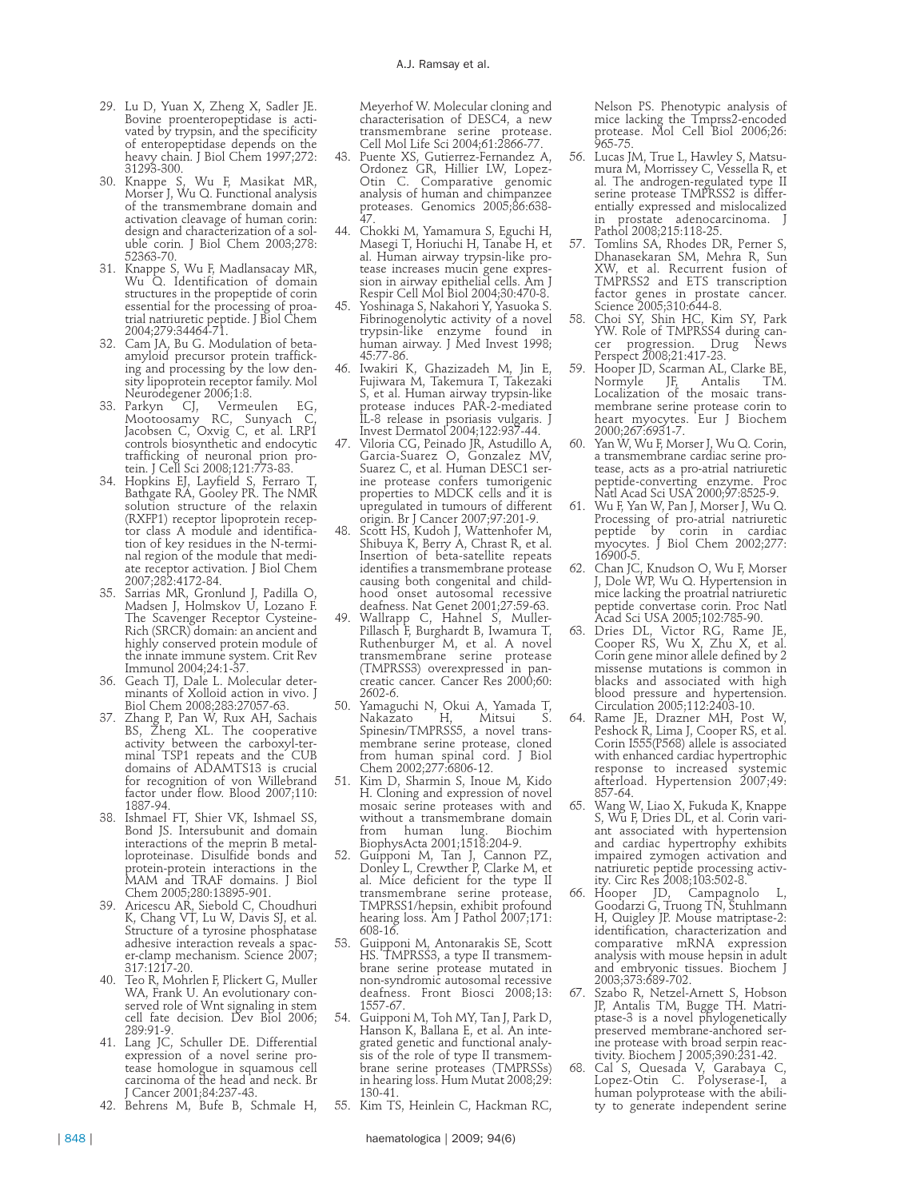29. Lu D, Yuan X, Zheng X, Sadler JE. Bovine proenteropeptidase is activated by trypsin, and the specificity of enteropeptidase depends on the heavy chain. J Biol Chem 1997;272: 31293-300.
30. Knappe S, Wu F, Masikat MR, Morser J, Wu Q. Functional analysis of the transmembrane domain and activation cleavage of human corin: design and characterization of a soluble corin. J Biol Chem 2003;278: 52363-70.
31. Knappe S, Wu F, Madlansacay MR, Wu Q. Identification of domain structures in the propeptide of corin essential for the processing of proatrial natriuretic peptide. J Biol Chem 2004;279:34464-71.
32. Cam JA, Bu G. Modulation of beta-amyloid precursor protein trafficking and processing by the low density lipoprotein receptor family. Mol Neurodegener 2006;1:8.
33. Parkyn CJ, Vermeulen EG, Mootoosamy RC, Sunyach C, Jacobsen C, Oxvig C, et al. LRP1 controls biosynthetic and endocytic trafficking of neuronal prion protein. J Cell Sci 2008;121:773-83.
34. Hopkins EJ, Layfield S, Ferraro T, Bathgate RA, Gooley PR. The NMR solution structure of the relaxin (RXFP1) receptor lipoprotein receptor class A module and identification of key residues in the N-terminal region of the module that mediate receptor activation. J Biol Chem 2007;282:4172-84.
35. Sarrias MR, Gronlund J, Padilla O, Madsen J, Holmskov U, Lozano F. The Scavenger Receptor Cysteine-Rich (SRCR) domain: an ancient and highly conserved protein module of the innate immune system. Crit Rev Immunol 2004;24:1-37.
36. Geach TJ, Dale L. Molecular determinants of Xolloid action in vivo. J Biol Chem 2008;283:27057-63.
37. Zhang P, Pan W, Rux AH, Sachais BS, Zheng XL. The cooperative activity between the carboxyl-terminal TSP1 repeats and the CUB domains of ADAMTS13 is crucial for recognition of von Willebrand factor under flow. Blood 2007;110: 1887-94.
38. Ishmael FT, Shier VK, Ishmael SS, Bond JS. Intersubunit and domain interactions of the meprin B metalloproteinase. Disulfide bonds and protein-protein interactions in the MAM and TRAF domains. J Biol Chem 2005;280:13895-901.
39. Aricescu AR, Siebold C, Choudhuri K, Chang VT, Lu W, Davis SJ, et al. Structure of a tyrosine phosphatase adhesive interaction reveals a spacer-clamp mechanism. Science 2007; 317:1217-20.
40. Teo R, Mohrlen F, Plickert G, Muller WA, Frank U. An evolutionary conserved role of Wnt signaling in stem cell fate decision. Dev Biol 2006; 289:91-9.
41. Lang JC, Schuller DE. Differential expression of a novel serine protease homologue in squamous cell carcinoma of the head and neck. Br J Cancer 2001;84:237-43.
42. Behrens M, Bufe B, Schmale H, Meyerhof W. Molecular cloning and characterisation of DESC4, a new transmembrane serine protease. Cell Mol Life Sci 2004;61:2866-77.
43. Puente XS, Gutierrez-Fernandez A, Ordonez GR, Hillier LW, Lopez-Otin C. Comparative genomic analysis of human and chimpanzee proteases. Genomics 2005;86:638-47.
44. Chokki M, Yamamura S, Eguchi H, Masegi T, Horiuchi H, Tanabe H, et al. Human airway trypsin-like protease increases mucin gene expression in airway epithelial cells. Am J Respir Cell Mol Biol 2004;30:470-8.
45. Yoshinaga S, Nakahori Y, Yasuoka S. Fibrinogenolytic activity of a novel trypsin-like enzyme found in human airway. J Med Invest 1998; 45:77-86.
46. Iwakiri K, Ghazizadeh M, Jin E, Fujiwara M, Takemura T, Takezaki S, et al. Human airway trypsin-like protease induces PAR-2-mediated IL-8 release in psoriasis vulgaris. J Invest Dermatol 2004;122:937-44.
47. Viloria CG, Peinado JR, Astudillo A, Garcia-Suarez O, Gonzalez MV, Suarez C, et al. Human DESC1 serine protease confers tumorigenic properties to MDCK cells and it is upregulated in tumours of different origin. Br J Cancer 2007;97:201-9.
48. Scott HS, Kudoh J, Wattenhofer M, Shibuya K, Berry A, Chrast R, et al. Insertion of beta-satellite repeats identifies a transmembrane protease causing both congenital and childhood onset autosomal recessive deafness. Nat Genet 2001;27:59-63.
49. Wallrapp C, Hahnel S, Muller-Pillasch F, Burghardt B, Iwamura T, Ruthenburger M, et al. A novel transmembrane serine protease (TMPRSS3) overexpressed in pancreatic cancer. Cancer Res 2000;60: 2602-6.
50. Yamaguchi N, Okui A, Yamada T, Nakazato H, Mitsui S. Spinesin/TMPRSS5, a novel transmembrane serine protease, cloned from human spinal cord. J Biol Chem 2002;277:6806-12.
51. Kim D, Sharmin S, Inoue M, Kido H. Cloning and expression of novel mosaic serine proteases with and without a transmembrane domain from human lung. Biochim BiophysActa 2001;1518:204-9.
52. Guipponi M, Tan J, Cannon PZ, Donley L, Crewther P, Clarke M, et al. Mice deficient for the type II transmembrane serine protease, TMPRSS1/hepsin, exhibit profound hearing loss. Am J Pathol 2007;171: 608-16.
53. Guipponi M, Antonarakis SE, Scott HS. TMPRSS3, a type II transmembrane serine protease mutated in non-syndromic autosomal recessive deafness. Front Biosci 2008;13: 1557-67.
54. Guipponi M, Toh MY, Tan J, Park D, Hanson K, Ballana E, et al. An integrated genetic and functional analysis of the role of type II transmembrane serine proteases (TMPRSSs) in hearing loss. Hum Mutat 2008;29: 130-41.
55. Kim TS, Heinlein C, Hackman RC, Nelson PS. Phenotypic analysis of mice lacking the Tmprss2-encoded protease. Mol Cell Biol 2006;26: 965-75.
56. Lucas JM, True L, Hawley S, Matsumura M, Morrissey C, Vessella R, et al. The androgen-regulated type II serine protease TMPRSS2 is differentially expressed and mislocalized in prostate adenocarcinoma. J Pathol 2008;215:118-25.
57. Tomlins SA, Rhodes DR, Perner S, Dhanasekaran SM, Mehra R, Sun XW, et al. Recurrent fusion of TMPRSS2 and ETS transcription factor genes in prostate cancer. Science 2005;310:644-8.
58. Choi SY, Shin HC, Kim SY, Park YW. Role of TMPRSS4 during cancer progression. Drug News Perspect 2008;21:417-23.
59. Hooper JD, Scarman AL, Clarke BE, Normyle JF, Antalis TM. Localization of the mosaic transmembrane serine protease corin to heart myocytes. Eur J Biochem 2000;267:6931-7.
60. Yan W, Wu F, Morser J, Wu Q. Corin, a transmembrane cardiac serine protease, acts as a pro-atrial natriuretic peptide-converting enzyme. Proc Natl Acad Sci USA 2000;97:8525-9.
61. Wu F, Yan W, Pan J, Morser J, Wu Q. Processing of pro-atrial natriuretic peptide by corin in cardiac myocytes. J Biol Chem 2002;277: 16900-5.
62. Chan JC, Knudson O, Wu F, Morser J, Dole WP, Wu Q. Hypertension in mice lacking the proatrial natriuretic peptide convertase corin. Proc Natl Acad Sci USA 2005;102:785-90.
63. Dries DL, Victor RG, Rame JE, Cooper RS, Wu X, Zhu X, et al. Corin gene minor allele defined by 2 missense mutations is common in blacks and associated with high blood pressure and hypertension. Circulation 2005;112:2403-10.
64. Rame JE, Drazner MH, Post W, Peshock R, Lima J, Cooper RS, et al. Corin I555(P568) allele is associated with enhanced cardiac hypertrophic response to increased systemic afterload. Hypertension 2007;49: 857-64.
65. Wang W, Liao X, Fukuda K, Knappe S, Wu F, Dries DL, et al. Corin variant associated with hypertension and cardiac hypertrophy exhibits impaired zymogen activation and natriuretic peptide processing activity. Circ Res 2008;103:502-8.
66. Hooper JD, Campagnolo L, Goodarzi G, Truong TN, Stuhlmann H, Quigley JP. Mouse matriptase-2: identification, characterization and comparative mRNA expression analysis with mouse hepsin in adult and embryonic tissues. Biochem J 2003;373:689-702.
67. Szabo R, Netzel-Arnett S, Hobson JP, Antalis TM, Bugge TH. Matriptase-3 is a novel phylogenetically preserved membrane-anchored serine protease with broad serpin reactivity. Biochem J 2005;390:231-42.
68. Cal S, Quesada V, Garabaya C, Lopez-Otin C. Polyserase-I, a human polyprotease with the ability to generate independent serine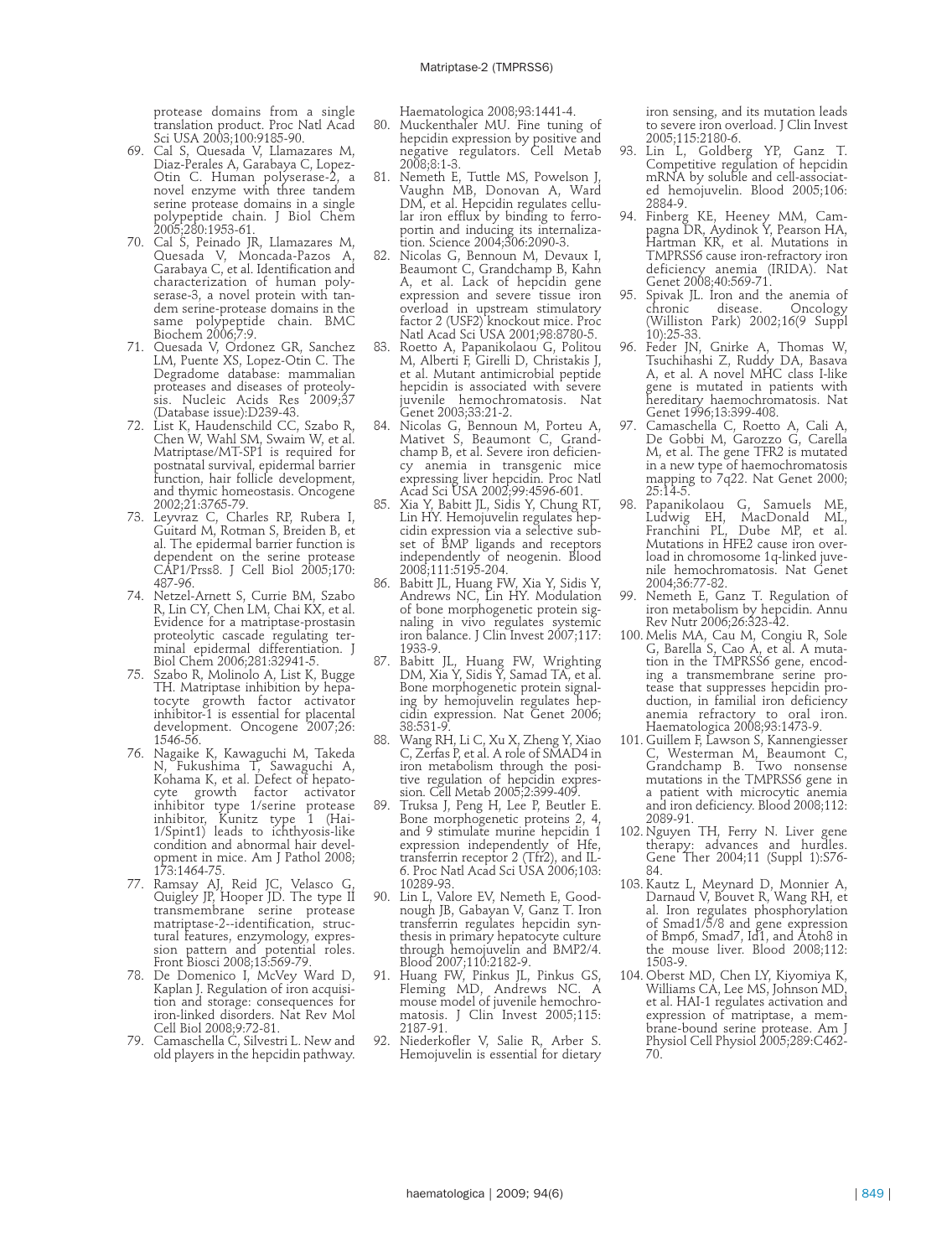protease domains from a single translation product. Proc Natl Acad Sci USA 2003;100:9185-90.

69. Cal S, Quesada V, Llamazares M, Diaz-Perales A, Garabaya C, Lopez-Otin C. Human polyserase-2, a novel enzyme with three tandem serine protease domains in a single polypeptide chain. J Biol Chem 2005;280:1953-61.
70. Cal S, Peinado JR, Llamazares M, Quesada V, Moncada-Pazos A, Garabaya C, et al. Identification and characterization of human polyserase-3, a novel protein with tandem serine-protease domains in the same polypeptide chain. BMC Biochem 2006;7:9.
71. Quesada V, Ordonez GR, Sanchez LM, Puente XS, Lopez-Otin C. The Degradome database: mammalian proteases and diseases of proteolysis. Nucleic Acids Res 2009;37 (Database issue):D239-43.
72. List K, Haudenschild CC, Szabo R, Chen W, Wahl SM, Swaim W, et al. Matriptase/MT-SP1 is required for postnatal survival, epidermal barrier function, hair follicle development, and thymic homeostasis. Oncogene 2002;21:3765-79.
73. Leyvraz C, Charles RP, Rubera I, Guitard M, Rotman S, Breiden B, et al. The epidermal barrier function is dependent on the serine protease CAP1/Prss8. J Cell Biol 2005;170: 487-96.
74. Netzel-Arnett S, Currie BM, Szabo R, Lin CY, Chen LM, Chai KX, et al. Evidence for a matriptase-prostasin proteolytic cascade regulating terminal epidermal differentiation. J Biol Chem 2006;281:32941-5.
75. Szabo R, Molinolo A, List K, Bugge TH. Matriptase inhibition by hepatocyte growth factor activator inhibitor-1 is essential for placental development. Oncogene 2007;26: 1546-56.
76. Nagaike K, Kawaguchi M, Takeda N, Fukushima T, Sawaguchi A, Kohama K, et al. Defect of hepatocyte growth factor activator inhibitor type 1/serine protease inhibitor, Kunitz type 1 (Hai-1/Spint1) leads to ichthyosis-like condition and abnormal hair development in mice. Am J Pathol 2008; 173:1464-75.
77. Ramsay AJ, Reid JC, Velasco G, Quigley JP, Hooper JD. The type II transmembrane serine protease matriptase-2--identification, structural features, enzymology, expression pattern and potential roles. Front Biosci 2008;13:569-79.
78. De Domenico I, McVey Ward D, Kaplan J. Regulation of iron acquisition and storage: consequences for iron-linked disorders. Nat Rev Mol Cell Biol 2008;9:72-81.
79. Camaschella C, Silvestri L. New and old players in the hepcidin pathway. Haematologica 2008;93:1441-4.
80. Muckenthaler MU. Fine tuning of hepcidin expression by positive and negative regulators. Cell Metab 2008;8:1-3.
81. Nemeth E, Tuttle MS, Powelson J, Vaughn MB, Donovan A, Ward DM, et al. Hepcidin regulates cellular iron efflux by binding to ferroportin and inducing its internalization. Science 2004;306:2090-3.
82. Nicolas G, Bennoun M, Devaux I, Beaumont C, Grandchamp B, Kahn A, et al. Lack of hepcidin gene expression and severe tissue iron overload in upstream stimulatory factor 2 (USF2) knockout mice. Proc Natl Acad Sci USA 2001;98:8780-5.
83. Roetto A, Papanikolaou G, Politou M, Alberti F, Girelli D, Christakis J, et al. Mutant antimicrobial peptide hepcidin is associated with severe juvenile hemochromatosis. Nat Genet 2003;33:21-2.
84. Nicolas G, Bennoun M, Porteu A, Mativet S, Beaumont C, Grandchamp B, et al. Severe iron deficiency anemia in transgenic mice expressing liver hepcidin. Proc Natl Acad Sci USA 2002;99:4596-601.
85. Xia Y, Babitt JL, Sidis Y, Chung RT, Lin HY. Hemojuvelin regulates hepcidin expression via a selective subset of BMP ligands and receptors independently of neogenin. Blood 2008;111:5195-204.
86. Babitt JL, Huang FW, Xia Y, Sidis Y, Andrews NC, Lin HY. Modulation of bone morphogenetic protein signaling in vivo regulates systemic iron balance. J Clin Invest 2007;117: 1933-9.
87. Babitt JL, Huang FW, Wrighting DM, Xia Y, Sidis Y, Samad TA, et al. Bone morphogenetic protein signaling by hemojuvelin regulates hepcidin expression. Nat Genet 2006; 38:531-9.
88. Wang RH, Li C, Xu X, Zheng Y, Xiao C, Zerfas P, et al. A role of SMAD4 in iron metabolism through the positive regulation of hepcidin expression. Cell Metab 2005;2:399-409.
89. Truksa J, Peng H, Lee P, Beutler E. Bone morphogenetic proteins 2, 4, and 9 stimulate murine hepcidin 1 expression independently of Hfe, transferrin receptor 2 (Tfr2), and IL-6. Proc Natl Acad Sci USA 2006;103: 10289-93.
90. Lin L, Valore EV, Nemeth E, Goodnough JB, Gabayan V, Ganz T. Iron transferrin regulates hepcidin synthesis in primary hepatocyte culture through hemojuvelin and BMP2/4. Blood 2007;110:2182-9.
91. Huang FW, Pinkus JL, Pinkus GS, Fleming MD, Andrews NC. A mouse model of juvenile hemochromatosis. J Clin Invest 2005;115: 2187-91.
92. Niederkofler V, Salie R, Arber S. Hemojuvelin is essential for dietary iron sensing, and its mutation leads to severe iron overload. J Clin Invest 2005;115:2180-6.
93. Lin L, Goldberg YP, Ganz T. Competitive regulation of hepcidin mRNA by soluble and cell-associated hemojuvelin. Blood 2005;106: 2884-9.
94. Finberg KE, Heeney MM, Campagna DR, Aydinok Y, Pearson HA, Hartman KR, et al. Mutations in TMPRSS6 cause iron-refractory iron deficiency anemia (IRIDA). Nat Genet 2008;40:569-71.
95. Spivak JL. Iron and the anemia of chronic disease. Oncology (Williston Park) 2002;16(9 Suppl 10):25-33.
96. Feder JN, Gnirke A, Thomas W, Tsuchihashi Z, Ruddy DA, Basava A, et al. A novel MHC class I-like gene is mutated in patients with hereditary haemochromatosis. Nat Genet 1996;13:399-408.
97. Camaschella C, Roetto A, Cali A, De Gobbi M, Garozzo G, Carella M, et al. The gene TFR2 is mutated in a new type of haemochromatosis mapping to 7q22. Nat Genet 2000; 25:14-5.
98. Papanikolaou G, Samuels ME, Ludwig EH, MacDonald ML, Franchini PL, Dube MP, et al. Mutations in HFE2 cause iron overload in chromosome 1q-linked juvenile hemochromatosis. Nat Genet 2004;36:77-82.
99. Nemeth E, Ganz T. Regulation of iron metabolism by hepcidin. Annu Rev Nutr 2006;26:323-42.
100. Melis MA, Cau M, Congiu R, Sole G, Barella S, Cao A, et al. A mutation in the TMPRSS6 gene, encoding a transmembrane serine protease that suppresses hepcidin production, in familial iron deficiency anemia refractory to oral iron. Haematologica 2008;93:1473-9.
101. Guillem F, Lawson S, Kannengiesser C, Westerman M, Beaumont C, Grandchamp B. Two nonsense mutations in the TMPRSS6 gene in a patient with microcytic anemia and iron deficiency. Blood 2008;112: 2089-91.
102. Nguyen TH, Ferry N. Liver gene therapy: advances and hurdles. Gene Ther 2004;11 (Suppl 1):S76-84.
103. Kautz L, Meynard D, Monnier A, Darnaud V, Bouvet R, Wang RH, et al. Iron regulates phosphorylation of Smad1/5/8 and gene expression of Bmp6, Smad7, Id1, and Atoh8 in the mouse liver. Blood 2008;112: 1503-9.
104. Oberst MD, Chen LY, Kiyomiya K, Williams CA, Lee MS, Johnson MD, et al. HAI-1 regulates activation and expression of matriptase, a membrane-bound serine protease. Am J Physiol Cell Physiol 2005;289:C462-70.